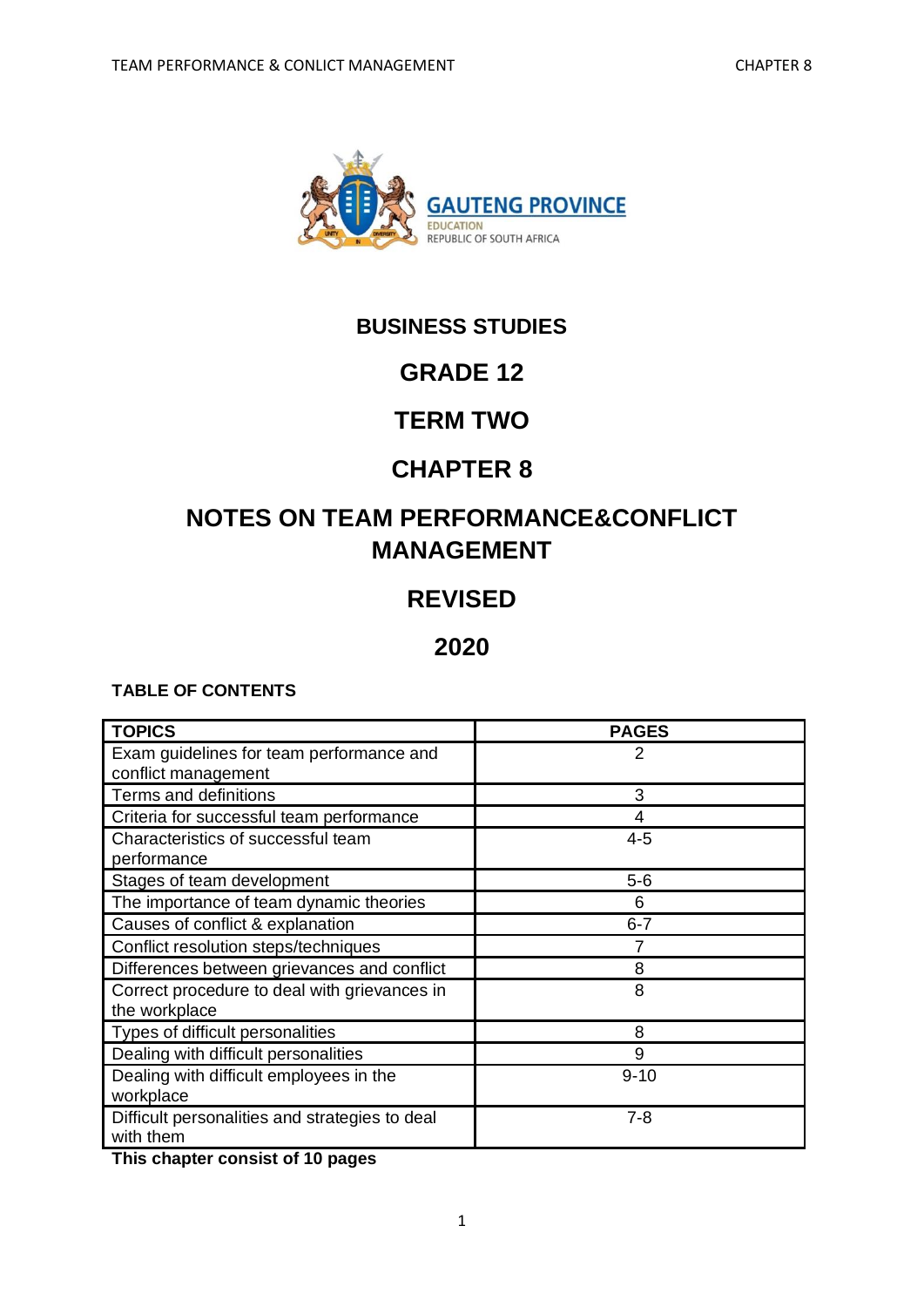GAUTENG PROVINCE
EDUCATION
REPUBLIC OF SOUTH AFRICA

# BUSINESS STUDIES

# GRADE 12

# TERM TWO

# CHAPTER 8

# NOTES ON TEAM PERFORMANCE&CONFLICT MANAGEMENT

# REVISED

# 2020

**TABLE OF CONTENTS**

| TOPICS | PAGES |
|---|---|
| Exam guidelines for team performance and conflict management | 2 |
| Terms and definitions | 3 |
| Criteria for successful team performance | 4 |
| Characteristics of successful team performance | 4-5 |
| Stages of team development | 5-6 |
| The importance of team dynamic theories | 6 |
| Causes of conflict & explanation | 6-7 |
| Conflict resolution steps/techniques | 7 |
| Differences between grievances and conflict | 8 |
| Correct procedure to deal with grievances in the workplace | 8 |
| Types of difficult personalities | 8 |
| Dealing with difficult personalities | 9 |
| Dealing with difficult employees in the workplace | 9-10 |
| Difficult personalities and strategies to deal with them | 7-8 |

**This chapter consist of 10 pages**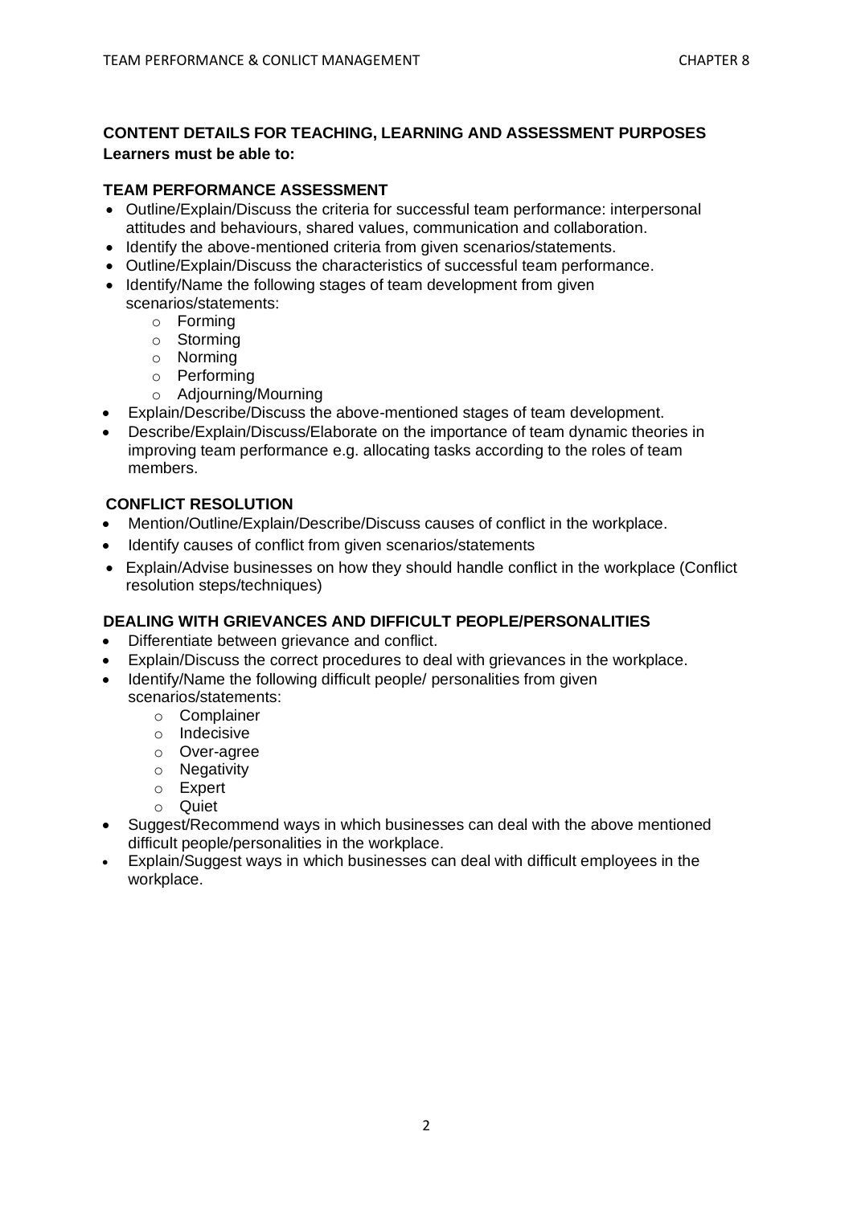**CONTENT DETAILS FOR TEACHING, LEARNING AND ASSESSMENT PURPOSES**
**Learners must be able to:**

**TEAM PERFORMANCE ASSESSMENT**

- Outline/Explain/Discuss the criteria for successful team performance: interpersonal attitudes and behaviours, shared values, communication and collaboration.
- Identify the above-mentioned criteria from given scenarios/statements.
- Outline/Explain/Discuss the characteristics of successful team performance.
- Identify/Name the following stages of team development from given scenarios/statements:
  - Forming
  - Storming
  - Norming
  - Performing
  - Adjourning/Mourning
- Explain/Describe/Discuss the above-mentioned stages of team development.
- Describe/Explain/Discuss/Elaborate on the importance of team dynamic theories in improving team performance e.g. allocating tasks according to the roles of team members.

**CONFLICT RESOLUTION**

- Mention/Outline/Explain/Describe/Discuss causes of conflict in the workplace.
- Identify causes of conflict from given scenarios/statements
- Explain/Advise businesses on how they should handle conflict in the workplace (Conflict resolution steps/techniques)

**DEALING WITH GRIEVANCES AND DIFFICULT PEOPLE/PERSONALITIES**

- Differentiate between grievance and conflict.
- Explain/Discuss the correct procedures to deal with grievances in the workplace.
- Identify/Name the following difficult people/ personalities from given scenarios/statements:
  - Complainer
  - Indecisive
  - Over-agree
  - Negativity
  - Expert
  - Quiet
- Suggest/Recommend ways in which businesses can deal with the above mentioned difficult people/personalities in the workplace.
- Explain/Suggest ways in which businesses can deal with difficult employees in the workplace.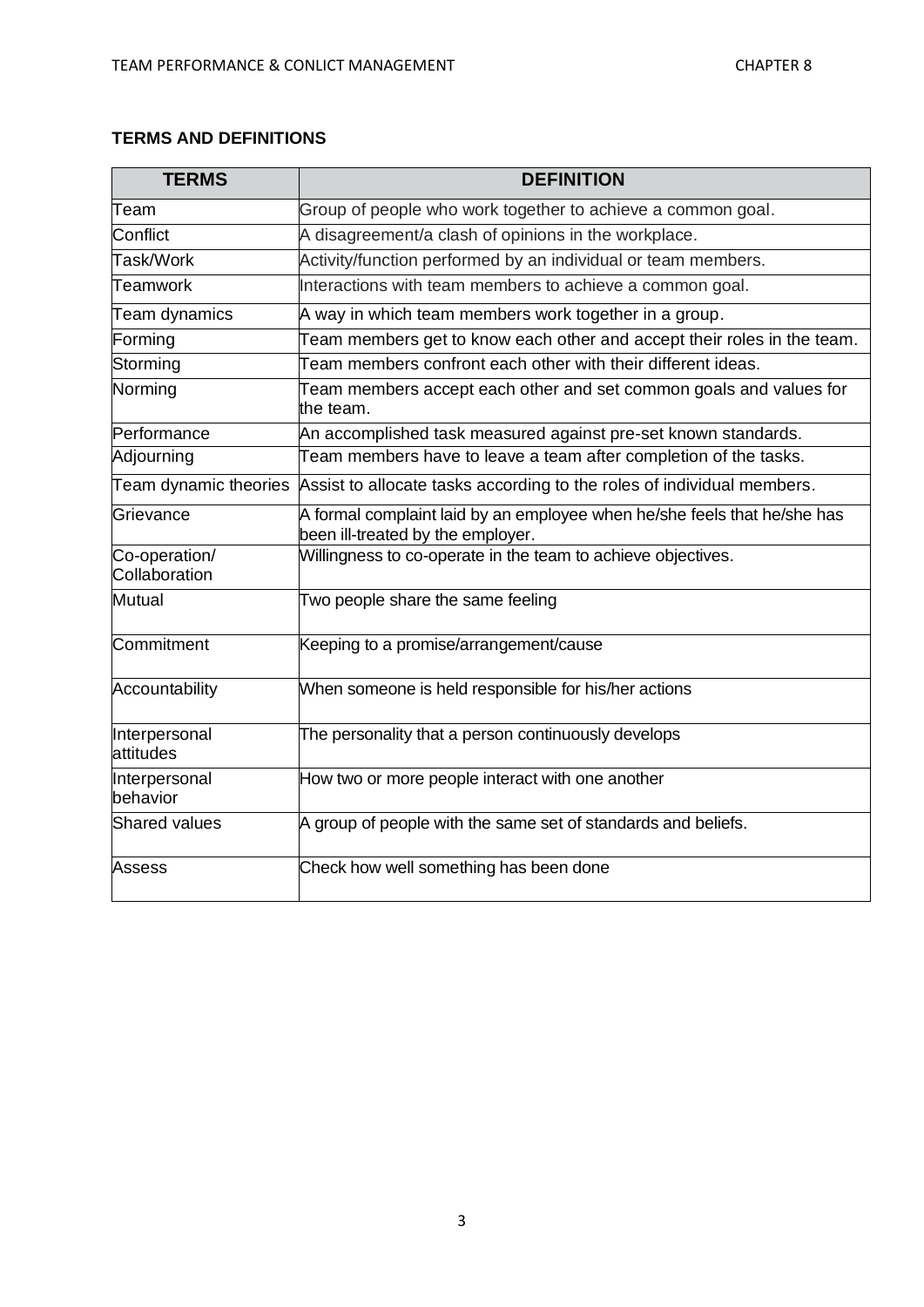## TERMS AND DEFINITIONS

| TERMS | DEFINITION |
|---|---|
| Team | Group of people who work together to achieve a common goal. |
| Conflict | A disagreement/a clash of opinions in the workplace. |
| Task/Work | Activity/function performed by an individual or team members. |
| Teamwork | Interactions with team members to achieve a common goal. |
| Team dynamics | A way in which team members work together in a group. |
| Forming | Team members get to know each other and accept their roles in the team. |
| Storming | Team members confront each other with their different ideas. |
| Norming | Team members accept each other and set common goals and values for the team. |
| Performance | An accomplished task measured against pre-set known standards. |
| Adjourning | Team members have to leave a team after completion of the tasks. |
| Team dynamic theories | Assist to allocate tasks according to the roles of individual members. |
| Grievance | A formal complaint laid by an employee when he/she feels that he/she has been ill-treated by the employer. |
| Co-operation/ Collaboration | Willingness to co-operate in the team to achieve objectives. |
| Mutual | Two people share the same feeling |
| Commitment | Keeping to a promise/arrangement/cause |
| Accountability | When someone is held responsible for his/her actions |
| Interpersonal attitudes | The personality that a person continuously develops |
| Interpersonal behavior | How two or more people interact with one another |
| Shared values | A group of people with the same set of standards and beliefs. |
| Assess | Check how well something has been done |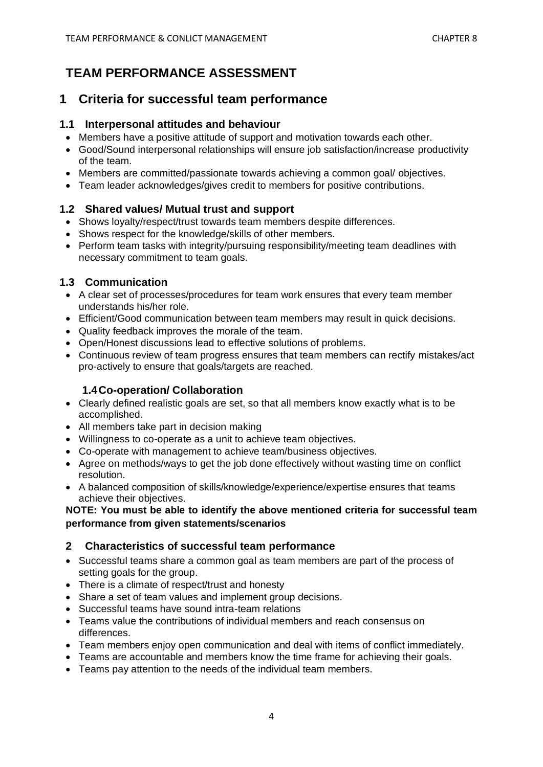# TEAM PERFORMANCE ASSESSMENT

## 1 Criteria for successful team performance

### 1.1 Interpersonal attitudes and behaviour

- Members have a positive attitude of support and motivation towards each other.
- Good/Sound interpersonal relationships will ensure job satisfaction/increase productivity of the team.
- Members are committed/passionate towards achieving a common goal/ objectives.
- Team leader acknowledges/gives credit to members for positive contributions.

### 1.2 Shared values/ Mutual trust and support

- Shows loyalty/respect/trust towards team members despite differences.
- Shows respect for the knowledge/skills of other members.
- Perform team tasks with integrity/pursuing responsibility/meeting team deadlines with necessary commitment to team goals.

### 1.3 Communication

- A clear set of processes/procedures for team work ensures that every team member understands his/her role.
- Efficient/Good communication between team members may result in quick decisions.
- Quality feedback improves the morale of the team.
- Open/Honest discussions lead to effective solutions of problems.
- Continuous review of team progress ensures that team members can rectify mistakes/act pro-actively to ensure that goals/targets are reached.

### 1.4 Co-operation/ Collaboration

- Clearly defined realistic goals are set, so that all members know exactly what is to be accomplished.
- All members take part in decision making
- Willingness to co-operate as a unit to achieve team objectives.
- Co-operate with management to achieve team/business objectives.
- Agree on methods/ways to get the job done effectively without wasting time on conflict resolution.
- A balanced composition of skills/knowledge/experience/expertise ensures that teams achieve their objectives.

**NOTE: You must be able to identify the above mentioned criteria for successful team performance from given statements/scenarios**

## 2 Characteristics of successful team performance

- Successful teams share a common goal as team members are part of the process of setting goals for the group.
- There is a climate of respect/trust and honesty
- Share a set of team values and implement group decisions.
- Successful teams have sound intra-team relations
- Teams value the contributions of individual members and reach consensus on differences.
- Team members enjoy open communication and deal with items of conflict immediately.
- Teams are accountable and members know the time frame for achieving their goals.
- Teams pay attention to the needs of the individual team members.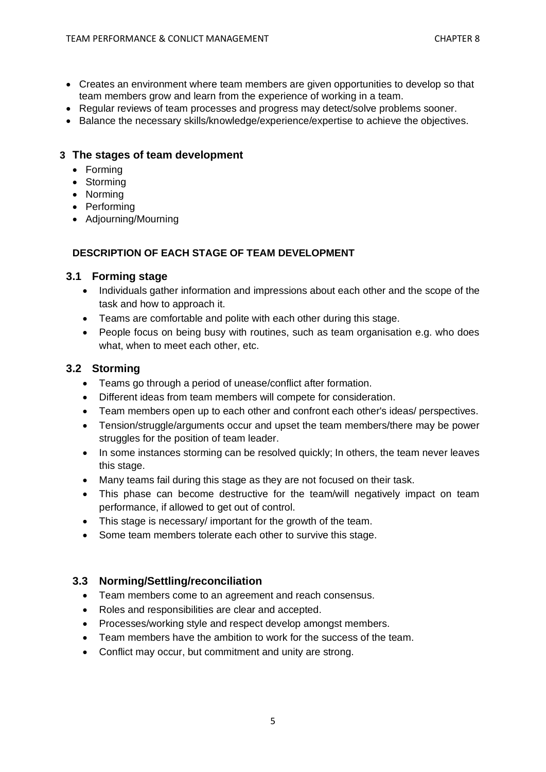- Creates an environment where team members are given opportunities to develop so that team members grow and learn from the experience of working in a team.
- Regular reviews of team processes and progress may detect/solve problems sooner.
- Balance the necessary skills/knowledge/experience/expertise to achieve the objectives.

## 3 The stages of team development

- Forming
- Storming
- Norming
- Performing
- Adjourning/Mourning

**DESCRIPTION OF EACH STAGE OF TEAM DEVELOPMENT**

### 3.1 Forming stage

- Individuals gather information and impressions about each other and the scope of the task and how to approach it.
- Teams are comfortable and polite with each other during this stage.
- People focus on being busy with routines, such as team organisation e.g. who does what, when to meet each other, etc.

### 3.2 Storming

- Teams go through a period of unease/conflict after formation.
- Different ideas from team members will compete for consideration.
- Team members open up to each other and confront each other's ideas/ perspectives.
- Tension/struggle/arguments occur and upset the team members/there may be power struggles for the position of team leader.
- In some instances storming can be resolved quickly; In others, the team never leaves this stage.
- Many teams fail during this stage as they are not focused on their task.
- This phase can become destructive for the team/will negatively impact on team performance, if allowed to get out of control.
- This stage is necessary/ important for the growth of the team.
- Some team members tolerate each other to survive this stage.

### 3.3 Norming/Settling/reconciliation

- Team members come to an agreement and reach consensus.
- Roles and responsibilities are clear and accepted.
- Processes/working style and respect develop amongst members.
- Team members have the ambition to work for the success of the team.
- Conflict may occur, but commitment and unity are strong.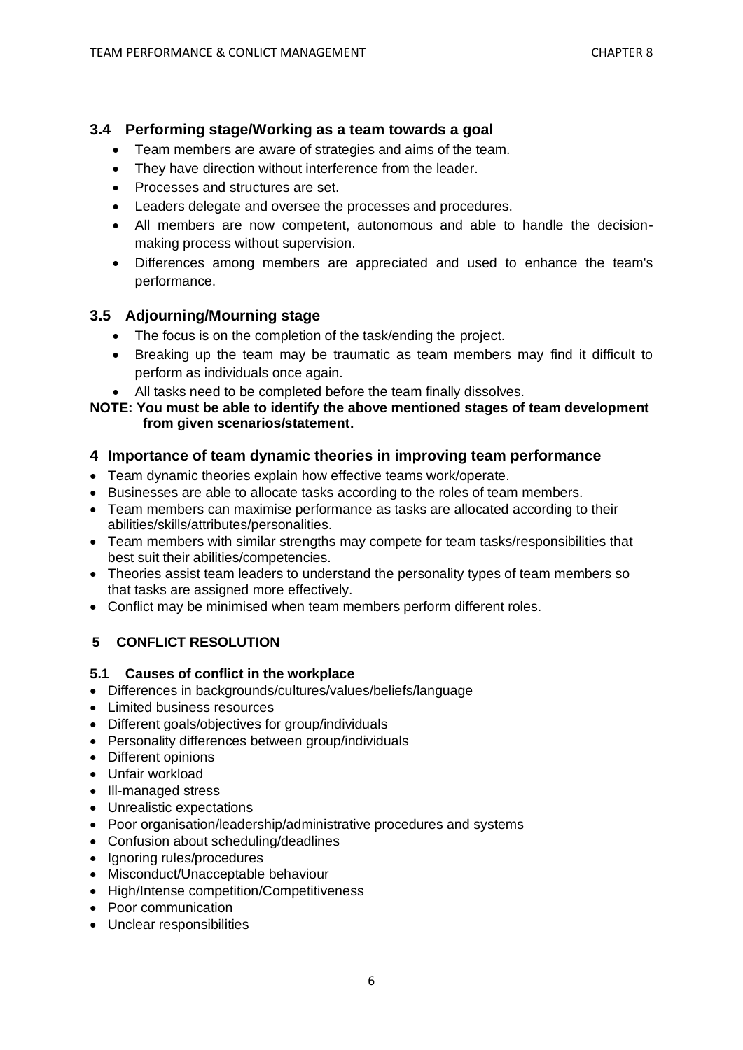### 3.4 Performing stage/Working as a team towards a goal

- Team members are aware of strategies and aims of the team.
- They have direction without interference from the leader.
- Processes and structures are set.
- Leaders delegate and oversee the processes and procedures.
- All members are now competent, autonomous and able to handle the decision-making process without supervision.
- Differences among members are appreciated and used to enhance the team's performance.

### 3.5 Adjourning/Mourning stage

- The focus is on the completion of the task/ending the project.
- Breaking up the team may be traumatic as team members may find it difficult to perform as individuals once again.
- All tasks need to be completed before the team finally dissolves.

**NOTE: You must be able to identify the above mentioned stages of team development from given scenarios/statement.**

## 4 Importance of team dynamic theories in improving team performance

- Team dynamic theories explain how effective teams work/operate.
- Businesses are able to allocate tasks according to the roles of team members.
- Team members can maximise performance as tasks are allocated according to their abilities/skills/attributes/personalities.
- Team members with similar strengths may compete for team tasks/responsibilities that best suit their abilities/competencies.
- Theories assist team leaders to understand the personality types of team members so that tasks are assigned more effectively.
- Conflict may be minimised when team members perform different roles.

## 5 CONFLICT RESOLUTION

### 5.1 Causes of conflict in the workplace

- Differences in backgrounds/cultures/values/beliefs/language
- Limited business resources
- Different goals/objectives for group/individuals
- Personality differences between group/individuals
- Different opinions
- Unfair workload
- Ill-managed stress
- Unrealistic expectations
- Poor organisation/leadership/administrative procedures and systems
- Confusion about scheduling/deadlines
- Ignoring rules/procedures
- Misconduct/Unacceptable behaviour
- High/Intense competition/Competitiveness
- Poor communication
- Unclear responsibilities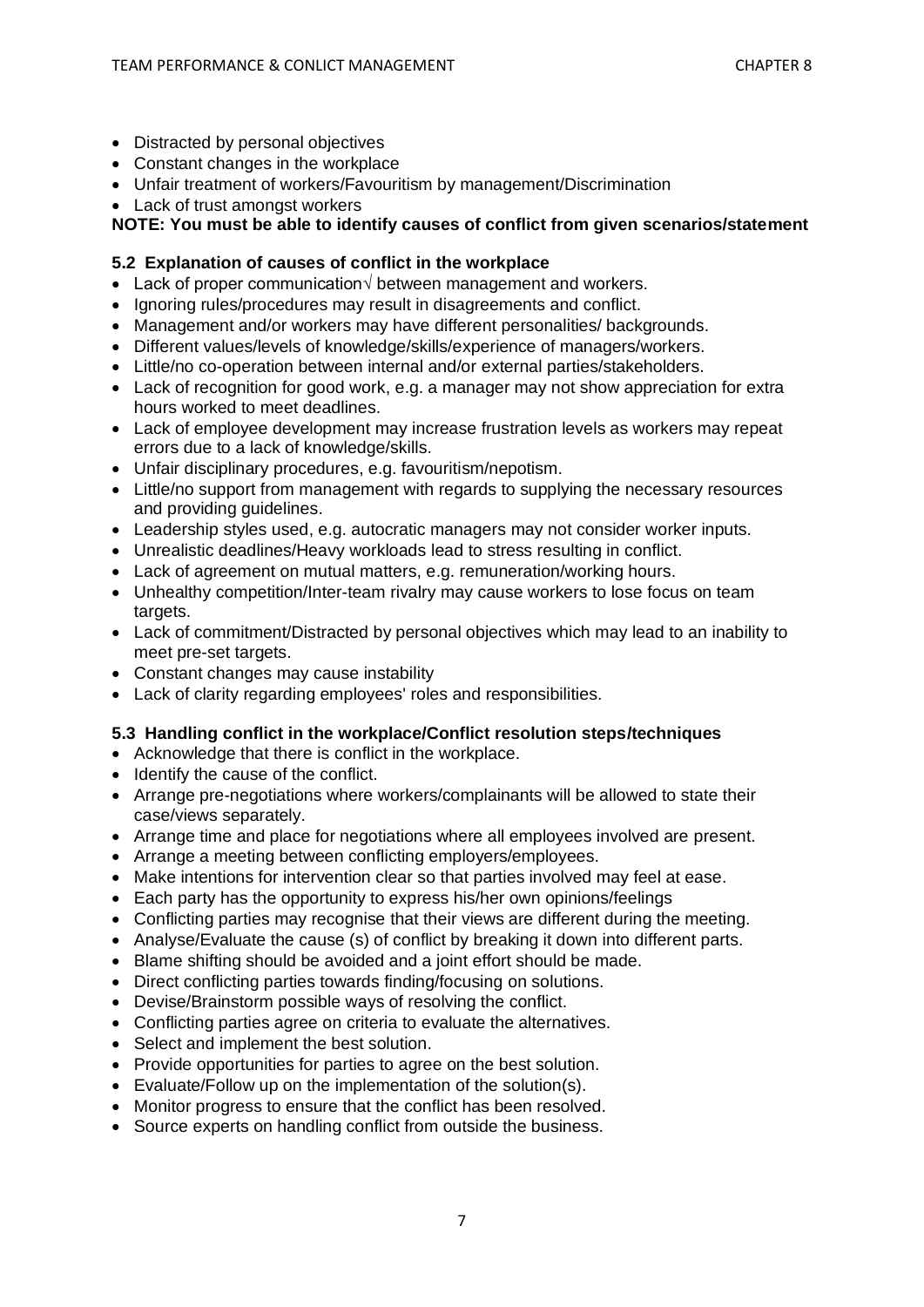- Distracted by personal objectives
- Constant changes in the workplace
- Unfair treatment of workers/Favouritism by management/Discrimination
- Lack of trust amongst workers

**NOTE: You must be able to identify causes of conflict from given scenarios/statement**

### 5.2 Explanation of causes of conflict in the workplace

- Lack of proper communication√ between management and workers.
- Ignoring rules/procedures may result in disagreements and conflict.
- Management and/or workers may have different personalities/ backgrounds.
- Different values/levels of knowledge/skills/experience of managers/workers.
- Little/no co-operation between internal and/or external parties/stakeholders.
- Lack of recognition for good work, e.g. a manager may not show appreciation for extra hours worked to meet deadlines.
- Lack of employee development may increase frustration levels as workers may repeat errors due to a lack of knowledge/skills.
- Unfair disciplinary procedures, e.g. favouritism/nepotism.
- Little/no support from management with regards to supplying the necessary resources and providing guidelines.
- Leadership styles used, e.g. autocratic managers may not consider worker inputs.
- Unrealistic deadlines/Heavy workloads lead to stress resulting in conflict.
- Lack of agreement on mutual matters, e.g. remuneration/working hours.
- Unhealthy competition/Inter-team rivalry may cause workers to lose focus on team targets.
- Lack of commitment/Distracted by personal objectives which may lead to an inability to meet pre-set targets.
- Constant changes may cause instability
- Lack of clarity regarding employees' roles and responsibilities.

### 5.3 Handling conflict in the workplace/Conflict resolution steps/techniques

- Acknowledge that there is conflict in the workplace.
- Identify the cause of the conflict.
- Arrange pre-negotiations where workers/complainants will be allowed to state their case/views separately.
- Arrange time and place for negotiations where all employees involved are present.
- Arrange a meeting between conflicting employers/employees.
- Make intentions for intervention clear so that parties involved may feel at ease.
- Each party has the opportunity to express his/her own opinions/feelings
- Conflicting parties may recognise that their views are different during the meeting.
- Analyse/Evaluate the cause (s) of conflict by breaking it down into different parts.
- Blame shifting should be avoided and a joint effort should be made.
- Direct conflicting parties towards finding/focusing on solutions.
- Devise/Brainstorm possible ways of resolving the conflict.
- Conflicting parties agree on criteria to evaluate the alternatives.
- Select and implement the best solution.
- Provide opportunities for parties to agree on the best solution.
- Evaluate/Follow up on the implementation of the solution(s).
- Monitor progress to ensure that the conflict has been resolved.
- Source experts on handling conflict from outside the business.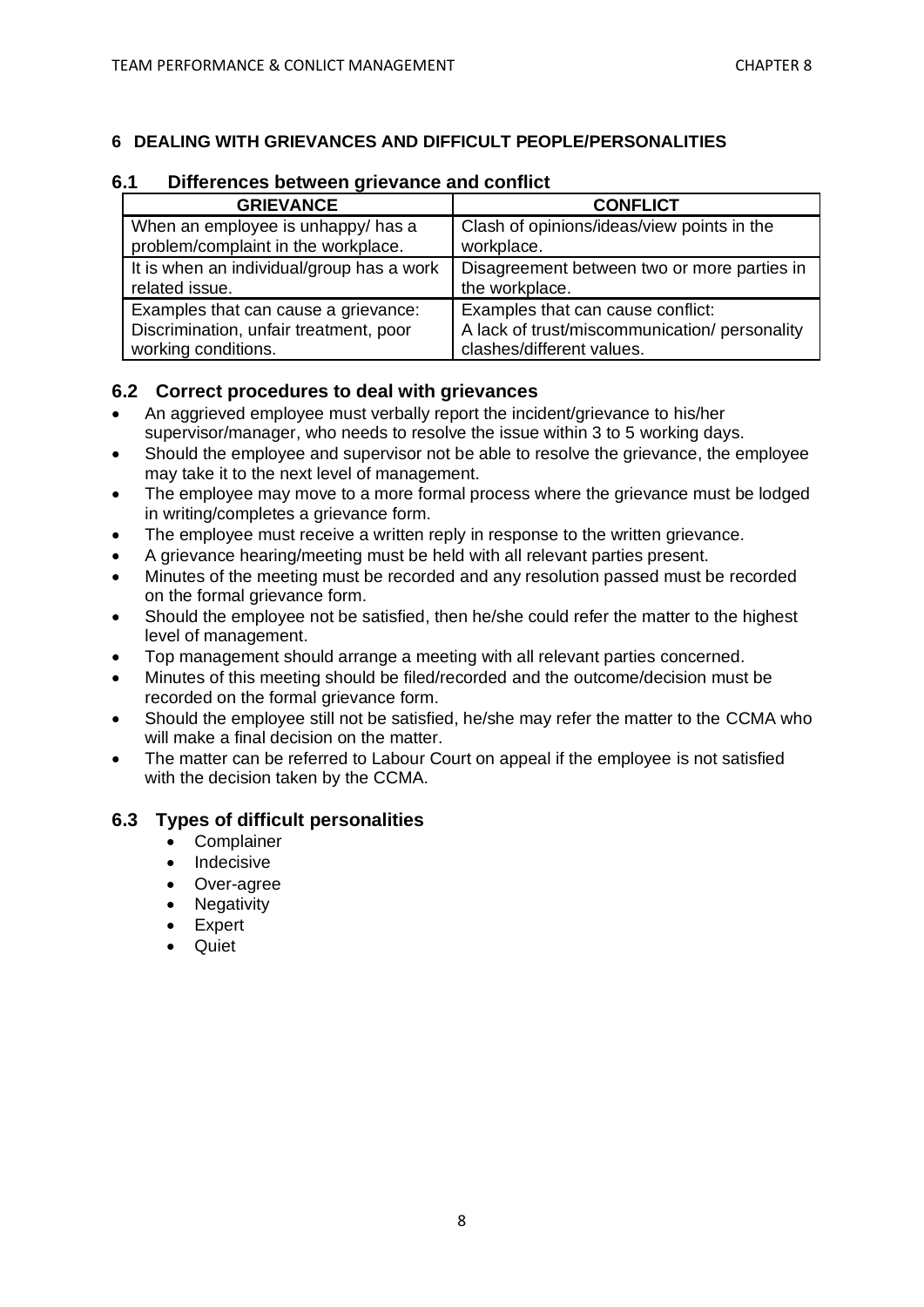## 6 DEALING WITH GRIEVANCES AND DIFFICULT PEOPLE/PERSONALITIES

### 6.1 Differences between grievance and conflict

| GRIEVANCE | CONFLICT |
|---|---|
| When an employee is unhappy/ has a problem/complaint in the workplace. | Clash of opinions/ideas/view points in the workplace. |
| It is when an individual/group has a work related issue. | Disagreement between two or more parties in the workplace. |
| Examples that can cause a grievance: Discrimination, unfair treatment, poor working conditions. | Examples that can cause conflict: A lack of trust/miscommunication/ personality clashes/different values. |

### 6.2 Correct procedures to deal with grievances

- An aggrieved employee must verbally report the incident/grievance to his/her supervisor/manager, who needs to resolve the issue within 3 to 5 working days.
- Should the employee and supervisor not be able to resolve the grievance, the employee may take it to the next level of management.
- The employee may move to a more formal process where the grievance must be lodged in writing/completes a grievance form.
- The employee must receive a written reply in response to the written grievance.
- A grievance hearing/meeting must be held with all relevant parties present.
- Minutes of the meeting must be recorded and any resolution passed must be recorded on the formal grievance form.
- Should the employee not be satisfied, then he/she could refer the matter to the highest level of management.
- Top management should arrange a meeting with all relevant parties concerned.
- Minutes of this meeting should be filed/recorded and the outcome/decision must be recorded on the formal grievance form.
- Should the employee still not be satisfied, he/she may refer the matter to the CCMA who will make a final decision on the matter.
- The matter can be referred to Labour Court on appeal if the employee is not satisfied with the decision taken by the CCMA.

### 6.3 Types of difficult personalities

- Complainer
- Indecisive
- Over-agree
- Negativity
- Expert
- Quiet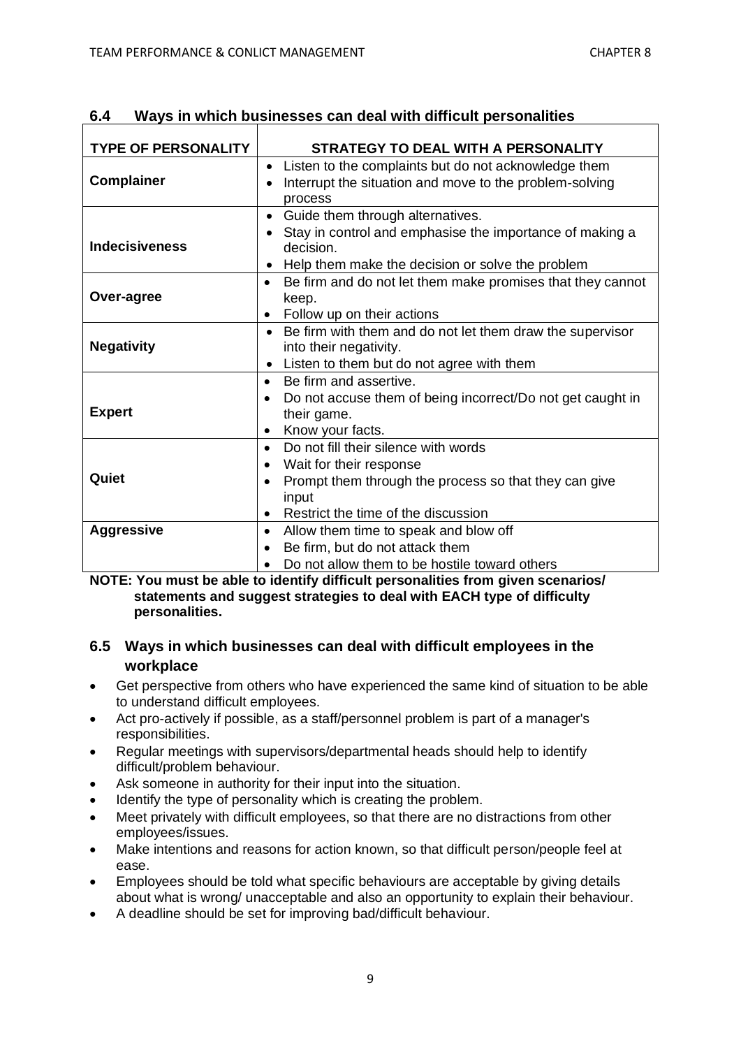## 6.4 Ways in which businesses can deal with difficult personalities

| TYPE OF PERSONALITY | STRATEGY TO DEAL WITH A PERSONALITY |
|---|---|
| **Complainer** | • Listen to the complaints but do not acknowledge them<br>• Interrupt the situation and move to the problem-solving process |
| **Indecisiveness** | • Guide them through alternatives.<br>• Stay in control and emphasise the importance of making a decision.<br>• Help them make the decision or solve the problem |
| **Over-agree** | • Be firm and do not let them make promises that they cannot keep.<br>• Follow up on their actions |
| **Negativity** | • Be firm with them and do not let them draw the supervisor into their negativity.<br>• Listen to them but do not agree with them |
| **Expert** | • Be firm and assertive.<br>• Do not accuse them of being incorrect/Do not get caught in their game.<br>• Know your facts. |
| **Quiet** | • Do not fill their silence with words<br>• Wait for their response<br>• Prompt them through the process so that they can give input<br>• Restrict the time of the discussion |
| **Aggressive** | • Allow them time to speak and blow off<br>• Be firm, but do not attack them<br>• Do not allow them to be hostile toward others |

**NOTE: You must be able to identify difficult personalities from given scenarios/ statements and suggest strategies to deal with EACH type of difficulty personalities.**

## 6.5 Ways in which businesses can deal with difficult employees in the workplace

- Get perspective from others who have experienced the same kind of situation to be able to understand difficult employees.
- Act pro-actively if possible, as a staff/personnel problem is part of a manager's responsibilities.
- Regular meetings with supervisors/departmental heads should help to identify difficult/problem behaviour.
- Ask someone in authority for their input into the situation.
- Identify the type of personality which is creating the problem.
- Meet privately with difficult employees, so that there are no distractions from other employees/issues.
- Make intentions and reasons for action known, so that difficult person/people feel at ease.
- Employees should be told what specific behaviours are acceptable by giving details about what is wrong/ unacceptable and also an opportunity to explain their behaviour.
- A deadline should be set for improving bad/difficult behaviour.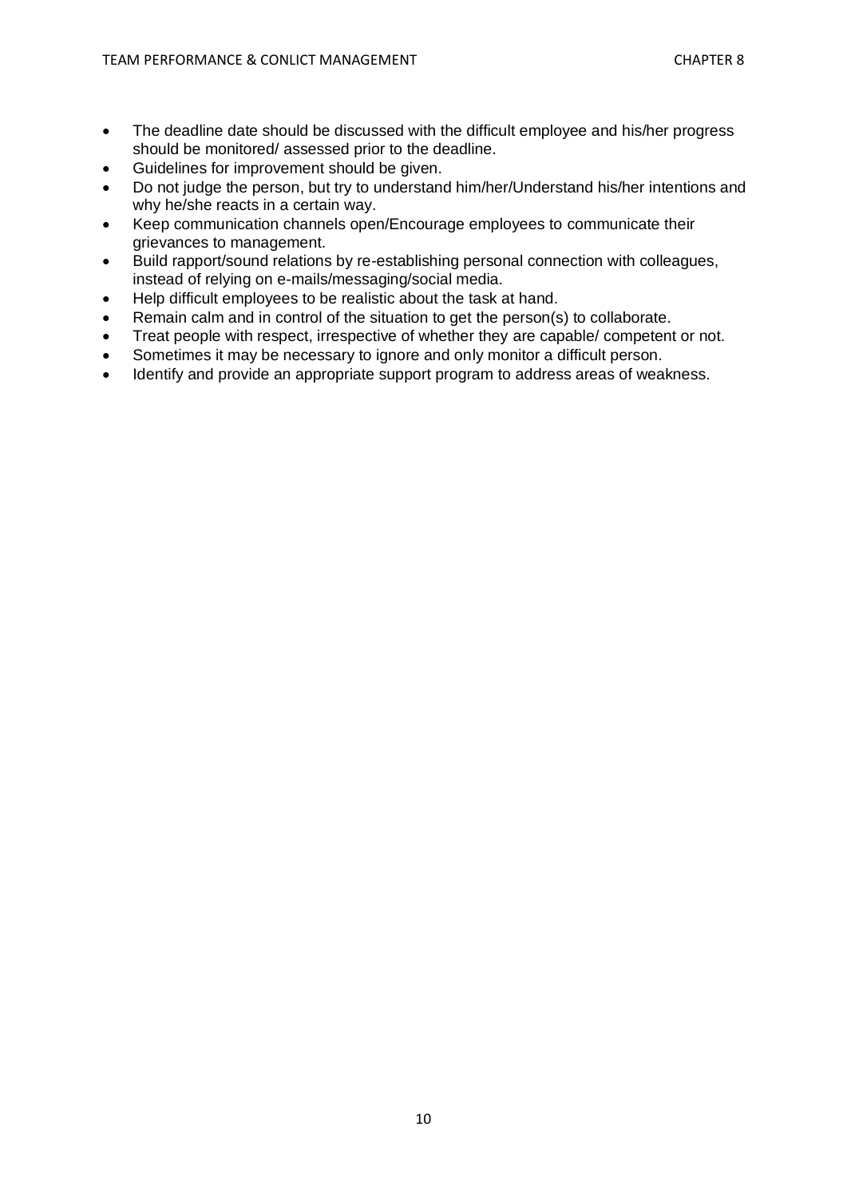- The deadline date should be discussed with the difficult employee and his/her progress should be monitored/ assessed prior to the deadline.
- Guidelines for improvement should be given.
- Do not judge the person, but try to understand him/her/Understand his/her intentions and why he/she reacts in a certain way.
- Keep communication channels open/Encourage employees to communicate their grievances to management.
- Build rapport/sound relations by re-establishing personal connection with colleagues, instead of relying on e-mails/messaging/social media.
- Help difficult employees to be realistic about the task at hand.
- Remain calm and in control of the situation to get the person(s) to collaborate.
- Treat people with respect, irrespective of whether they are capable/ competent or not.
- Sometimes it may be necessary to ignore and only monitor a difficult person.
- Identify and provide an appropriate support program to address areas of weakness.